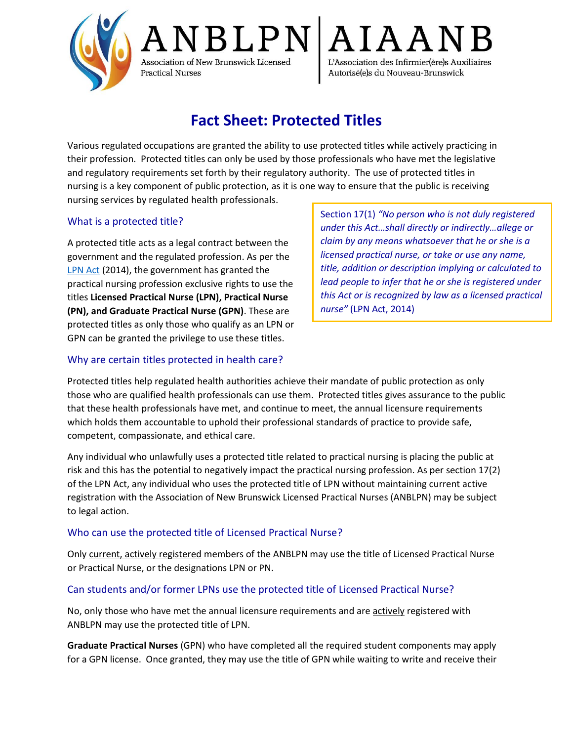ANBLPN | AIAANB

Association of New Brunswick Licensed Practical Nurses

L'Association des Infirmier(ère)s Auxiliaires Autorisé(e)s du Nouveau-Brunswick

# Fact Sheet: Protected Titles

Various regulated occupations are granted the ability to use protected titles while actively practicing in their profession. Protected titles can only be used by those professionals who have met the legislative and regulatory requirements set forth by their regulatory authority. The use of protected titles in nursing is a key component of public protection, as it is one way to ensure that the public is receiving nursing services by regulated health professionals.

## What is a protected title?

A protected title acts as a legal contract between the government and the regulated profession. As per the LPN Act (2014), the government has granted the practical nursing profession exclusive rights to use the titles **Licensed Practical Nurse (LPN), Practical Nurse (PN), and Graduate Practical Nurse (GPN)**. These are protected titles as only those who qualify as an LPN or GPN can be granted the privilege to use these titles.

> Section 17(1) *"No person who is not duly registered under this Act…shall directly or indirectly…allege or claim by any means whatsoever that he or she is a licensed practical nurse, or take or use any name, title, addition or description implying or calculated to lead people to infer that he or she is registered under this Act or is recognized by law as a licensed practical nurse"* (LPN Act, 2014)

## Why are certain titles protected in health care?

Protected titles help regulated health authorities achieve their mandate of public protection as only those who are qualified health professionals can use them. Protected titles gives assurance to the public that these health professionals have met, and continue to meet, the annual licensure requirements which holds them accountable to uphold their professional standards of practice to provide safe, competent, compassionate, and ethical care.

Any individual who unlawfully uses a protected title related to practical nursing is placing the public at risk and this has the potential to negatively impact the practical nursing profession. As per section 17(2) of the LPN Act, any individual who uses the protected title of LPN without maintaining current active registration with the Association of New Brunswick Licensed Practical Nurses (ANBLPN) may be subject to legal action.

## Who can use the protected title of Licensed Practical Nurse?

Only current, actively registered members of the ANBLPN may use the title of Licensed Practical Nurse or Practical Nurse, or the designations LPN or PN.

## Can students and/or former LPNs use the protected title of Licensed Practical Nurse?

No, only those who have met the annual licensure requirements and are actively registered with ANBLPN may use the protected title of LPN.

**Graduate Practical Nurses** (GPN) who have completed all the required student components may apply for a GPN license. Once granted, they may use the title of GPN while waiting to write and receive their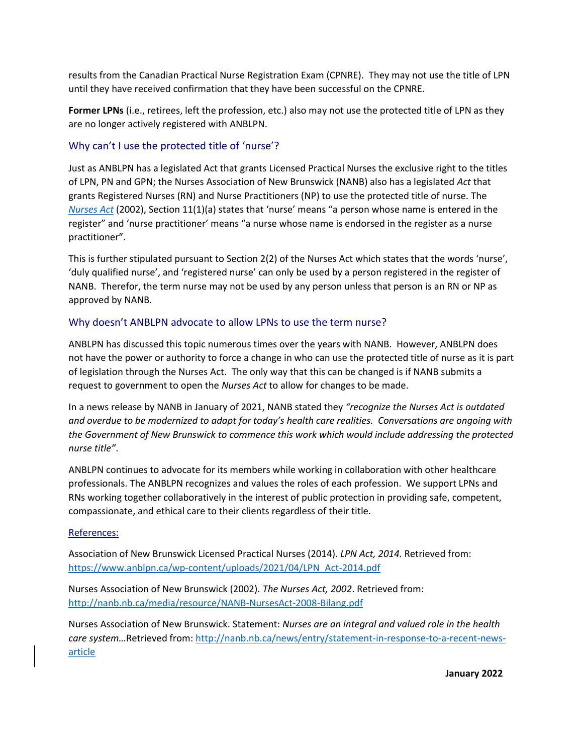results from the Canadian Practical Nurse Registration Exam (CPNRE). They may not use the title of LPN until they have received confirmation that they have been successful on the CPNRE.

**Former LPNs** (i.e., retirees, left the profession, etc.) also may not use the protected title of LPN as they are no longer actively registered with ANBLPN.

## Why can't I use the protected title of 'nurse'?

Just as ANBLPN has a legislated Act that grants Licensed Practical Nurses the exclusive right to the titles of LPN, PN and GPN; the Nurses Association of New Brunswick (NANB) also has a legislated *Act* that grants Registered Nurses (RN) and Nurse Practitioners (NP) to use the protected title of nurse. The *Nurses Act* (2002), Section 11(1)(a) states that 'nurse' means "a person whose name is entered in the register" and 'nurse practitioner' means "a nurse whose name is endorsed in the register as a nurse practitioner".

This is further stipulated pursuant to Section 2(2) of the Nurses Act which states that the words 'nurse', 'duly qualified nurse', and 'registered nurse' can only be used by a person registered in the register of NANB. Therefor, the term nurse may not be used by any person unless that person is an RN or NP as approved by NANB.

## Why doesn't ANBLPN advocate to allow LPNs to use the term nurse?

ANBLPN has discussed this topic numerous times over the years with NANB. However, ANBLPN does not have the power or authority to force a change in who can use the protected title of nurse as it is part of legislation through the Nurses Act. The only way that this can be changed is if NANB submits a request to government to open the *Nurses Act* to allow for changes to be made.

In a news release by NANB in January of 2021, NANB stated they *"recognize the Nurses Act is outdated and overdue to be modernized to adapt for today's health care realities. Conversations are ongoing with the Government of New Brunswick to commence this work which would include addressing the protected nurse title"*.

ANBLPN continues to advocate for its members while working in collaboration with other healthcare professionals. The ANBLPN recognizes and values the roles of each profession. We support LPNs and RNs working together collaboratively in the interest of public protection in providing safe, competent, compassionate, and ethical care to their clients regardless of their title.

## References:

Association of New Brunswick Licensed Practical Nurses (2014). *LPN Act, 2014.* Retrieved from: https://www.anblpn.ca/wp-content/uploads/2021/04/LPN_Act-2014.pdf

Nurses Association of New Brunswick (2002). *The Nurses Act, 2002*. Retrieved from: http://nanb.nb.ca/media/resource/NANB-NursesAct-2008-Bilang.pdf

Nurses Association of New Brunswick. Statement: *Nurses are an integral and valued role in the health care system…*Retrieved from: http://nanb.nb.ca/news/entry/statement-in-response-to-a-recent-news-article

**January 2022**